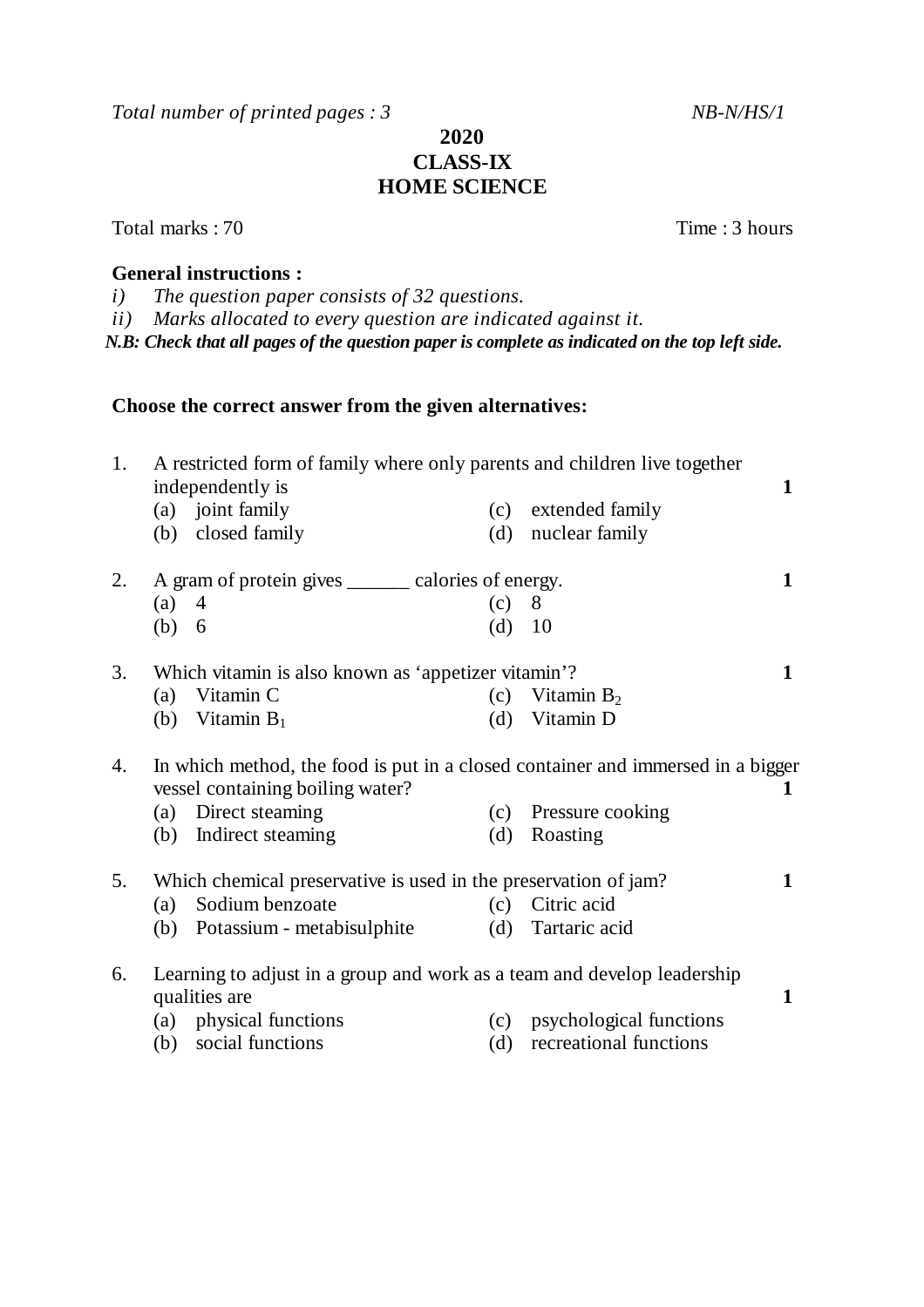*Total number of printed pages : 3* *NB-N/HS/1*

# 2020
## CLASS-IX
## HOME SCIENCE

Total marks : 70 Time : 3 hours

**General instructions :**

*i) The question paper consists of 32 questions.*
*ii) Marks allocated to every question are indicated against it.*

***N.B: Check that all pages of the question paper is complete as indicated on the top left side.***

**Choose the correct answer from the given alternatives:**

1. A restricted form of family where only parents and children live together independently is **1**
   (a) joint family
   (b) closed family
   (c) extended family
   (d) nuclear family

2. A gram of protein gives ______ calories of energy. **1**
   (a) 4
   (b) 6
   (c) 8
   (d) 10

3. Which vitamin is also known as 'appetizer vitamin'? **1**
   (a) Vitamin C
   (b) Vitamin $B_1$
   (c) Vitamin $B_2$
   (d) Vitamin D

4. In which method, the food is put in a closed container and immersed in a bigger vessel containing boiling water? **1**
   (a) Direct steaming
   (b) Indirect steaming
   (c) Pressure cooking
   (d) Roasting

5. Which chemical preservative is used in the preservation of jam? **1**
   (a) Sodium benzoate
   (b) Potassium - metabisulphite
   (c) Citric acid
   (d) Tartaric acid

6. Learning to adjust in a group and work as a team and develop leadership qualities are **1**
   (a) physical functions
   (b) social functions
   (c) psychological functions
   (d) recreational functions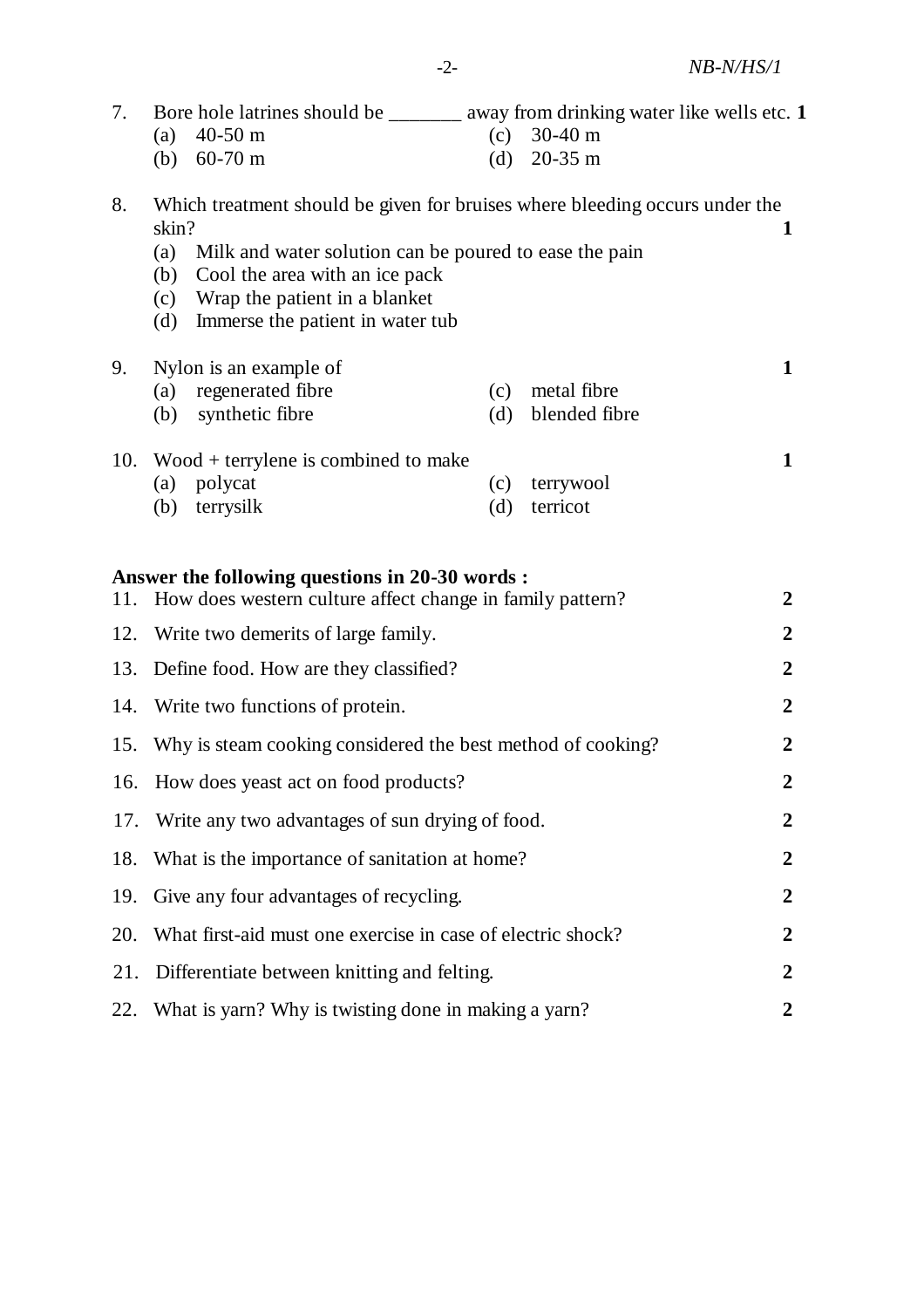7. Bore hole latrines should be _______ away from drinking water like wells etc. **1**
   (a) 40-50 m
   (b) 60-70 m
   (c) 30-40 m
   (d) 20-35 m

8. Which treatment should be given for bruises where bleeding occurs under the skin? **1**
   (a) Milk and water solution can be poured to ease the pain
   (b) Cool the area with an ice pack
   (c) Wrap the patient in a blanket
   (d) Immerse the patient in water tub

9. Nylon is an example of **1**
   (a) regenerated fibre
   (b) synthetic fibre
   (c) metal fibre
   (d) blended fibre

10. Wood + terrylene is combined to make **1**
    (a) polycat
    (b) terrysilk
    (c) terrywool
    (d) terricot

**Answer the following questions in 20-30 words :**

11. How does western culture affect change in family pattern? **2**
12. Write two demerits of large family. **2**
13. Define food. How are they classified? **2**
14. Write two functions of protein. **2**
15. Why is steam cooking considered the best method of cooking? **2**
16. How does yeast act on food products? **2**
17. Write any two advantages of sun drying of food. **2**
18. What is the importance of sanitation at home? **2**
19. Give any four advantages of recycling. **2**
20. What first-aid must one exercise in case of electric shock? **2**
21. Differentiate between knitting and felting. **2**
22. What is yarn? Why is twisting done in making a yarn? **2**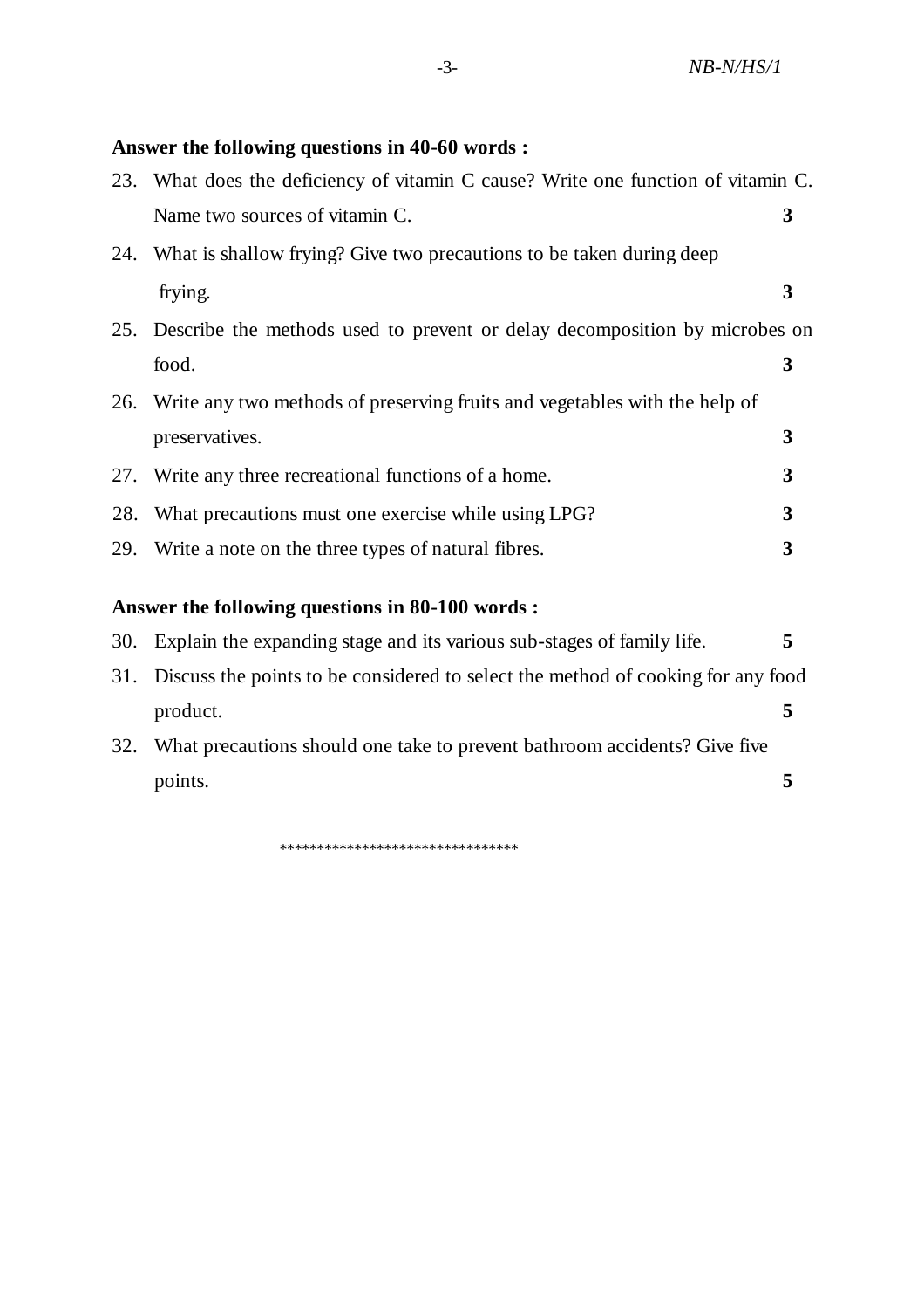**Answer the following questions in 40-60 words :**

23. What does the deficiency of vitamin C cause? Write one function of vitamin C. Name two sources of vitamin C. **3**
24. What is shallow frying? Give two precautions to be taken during deep frying. **3**
25. Describe the methods used to prevent or delay decomposition by microbes on food. **3**
26. Write any two methods of preserving fruits and vegetables with the help of preservatives. **3**
27. Write any three recreational functions of a home. **3**
28. What precautions must one exercise while using LPG? **3**
29. Write a note on the three types of natural fibres. **3**

**Answer the following questions in 80-100 words :**

30. Explain the expanding stage and its various sub-stages of family life. **5**
31. Discuss the points to be considered to select the method of cooking for any food product. **5**
32. What precautions should one take to prevent bathroom accidents? Give five points. **5**

********************************